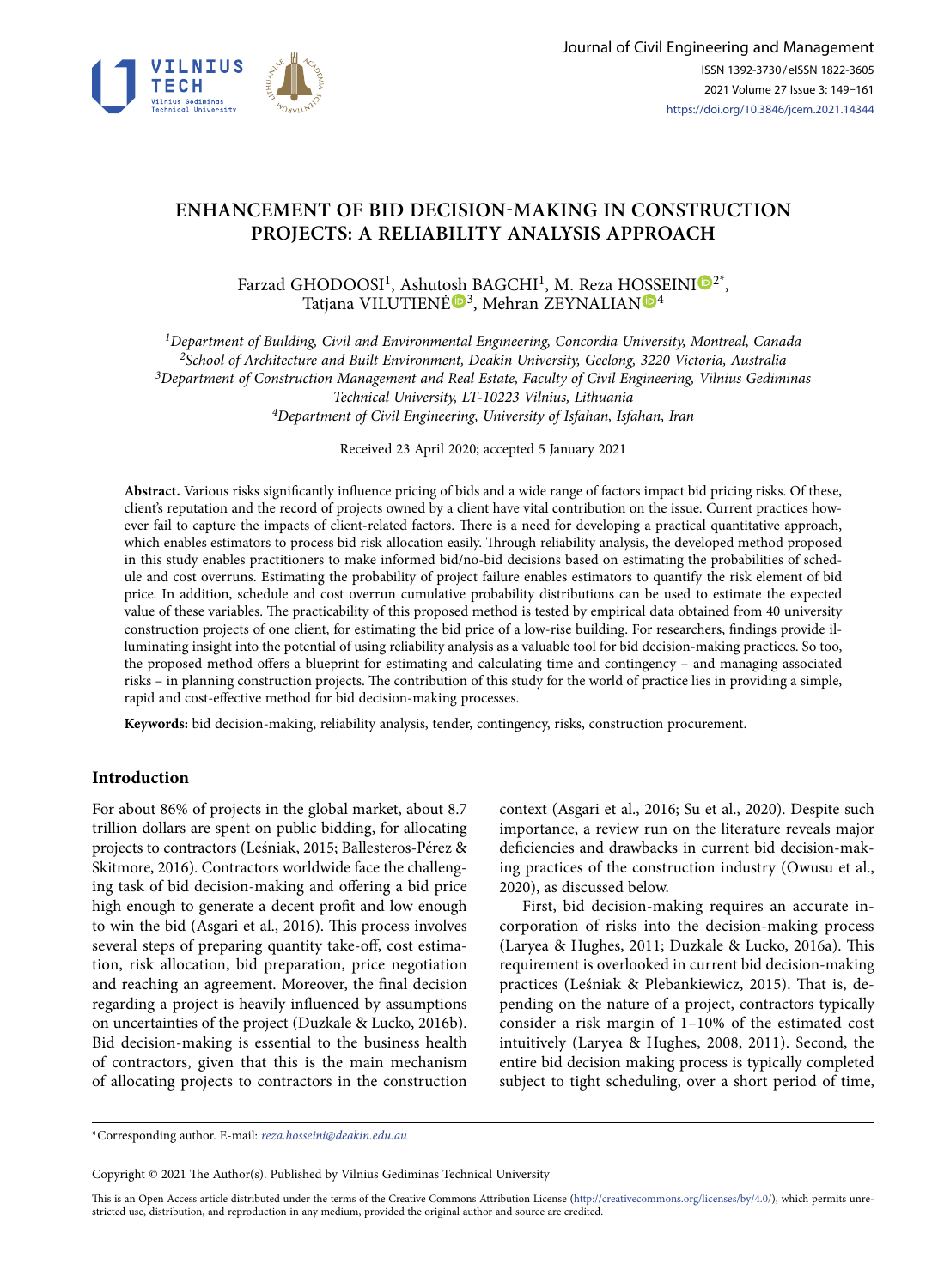# ENHANCEMENT OF BID DECISION-MAKING IN CONSTRUCTION PROJECTS: A RELIABILITY ANALYSIS APPROACH

Farzad GHODOOSI[1], Ashutosh BAGCHI[1], M. Reza HOSSEINI[2*], Tatjana VILUTIENĖ[3], Mehran ZEYNALIAN[4]

[1]Department of Building, Civil and Environmental Engineering, Concordia University, Montreal, Canada
[2]School of Architecture and Built Environment, Deakin University, Geelong, 3220 Victoria, Australia
[3]Department of Construction Management and Real Estate, Faculty of Civil Engineering, Vilnius Gediminas Technical University, LT-10223 Vilnius, Lithuania
[4]Department of Civil Engineering, University of Isfahan, Isfahan, Iran

Received 23 April 2020; accepted 5 January 2021

**Abstract.** Various risks significantly influence pricing of bids and a wide range of factors impact bid pricing risks. Of these, client's reputation and the record of projects owned by a client have vital contribution on the issue. Current practices however fail to capture the impacts of client-related factors. There is a need for developing a practical quantitative approach, which enables estimators to process bid risk allocation easily. Through reliability analysis, the developed method proposed in this study enables practitioners to make informed bid/no-bid decisions based on estimating the probabilities of schedule and cost overruns. Estimating the probability of project failure enables estimators to quantify the risk element of bid price. In addition, schedule and cost overrun cumulative probability distributions can be used to estimate the expected value of these variables. The practicability of this proposed method is tested by empirical data obtained from 40 university construction projects of one client, for estimating the bid price of a low-rise building. For researchers, findings provide illuminating insight into the potential of using reliability analysis as a valuable tool for bid decision-making practices. So too, the proposed method offers a blueprint for estimating and calculating time and contingency – and managing associated risks – in planning construction projects. The contribution of this study for the world of practice lies in providing a simple, rapid and cost-effective method for bid decision-making processes.

**Keywords:** bid decision-making, reliability analysis, tender, contingency, risks, construction procurement.

## Introduction

For about 86% of projects in the global market, about 8.7 trillion dollars are spent on public bidding, for allocating projects to contractors (Leśniak, 2015; Ballesteros-Pérez & Skitmore, 2016). Contractors worldwide face the challenging task of bid decision-making and offering a bid price high enough to generate a decent profit and low enough to win the bid (Asgari et al., 2016). This process involves several steps of preparing quantity take-off, cost estimation, risk allocation, bid preparation, price negotiation and reaching an agreement. Moreover, the final decision regarding a project is heavily influenced by assumptions on uncertainties of the project (Duzkale & Lucko, 2016b). Bid decision-making is essential to the business health of contractors, given that this is the main mechanism of allocating projects to contractors in the construction context (Asgari et al., 2016; Su et al., 2020). Despite such importance, a review run on the literature reveals major deficiencies and drawbacks in current bid decision-making practices of the construction industry (Owusu et al., 2020), as discussed below.

First, bid decision-making requires an accurate incorporation of risks into the decision-making process (Laryea & Hughes, 2011; Duzkale & Lucko, 2016a). This requirement is overlooked in current bid decision-making practices (Leśniak & Plebankiewicz, 2015). That is, depending on the nature of a project, contractors typically consider a risk margin of 1–10% of the estimated cost intuitively (Laryea & Hughes, 2008, 2011). Second, the entire bid decision making process is typically completed subject to tight scheduling, over a short period of time,

*Corresponding author. E-mail: *reza.hosseini@deakin.edu.au*

Copyright © 2021 The Author(s). Published by Vilnius Gediminas Technical University

This is an Open Access article distributed under the terms of the Creative Commons Attribution License (http://creativecommons.org/licenses/by/4.0/), which permits unrestricted use, distribution, and reproduction in any medium, provided the original author and source are credited.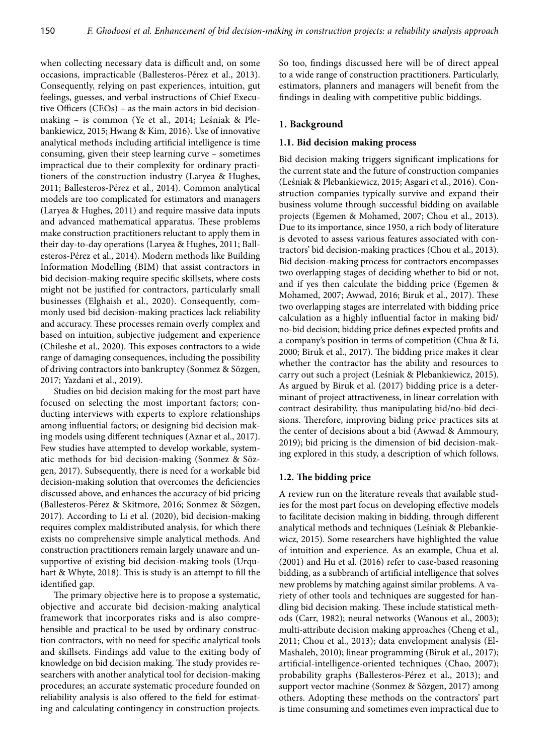when collecting necessary data is difficult and, on some occasions, impracticable (Ballesteros-Pérez et al., 2013). Consequently, relying on past experiences, intuition, gut feelings, guesses, and verbal instructions of Chief Executive Officers (CEOs) – as the main actors in bid decision-making – is common (Ye et al., 2014; Leśniak & Plebankiewicz, 2015; Hwang & Kim, 2016). Use of innovative analytical methods including artificial intelligence is time consuming, given their steep learning curve – sometimes impractical due to their complexity for ordinary practitioners of the construction industry (Laryea & Hughes, 2011; Ballesteros-Pérez et al., 2014). Common analytical models are too complicated for estimators and managers (Laryea & Hughes, 2011) and require massive data inputs and advanced mathematical apparatus. These problems make construction practitioners reluctant to apply them in their day-to-day operations (Laryea & Hughes, 2011; Ballesteros-Pérez et al., 2014). Modern methods like Building Information Modelling (BIM) that assist contractors in bid decision-making require specific skillsets, where costs might not be justified for contractors, particularly small businesses (Elghaish et al., 2020). Consequently, commonly used bid decision-making practices lack reliability and accuracy. These processes remain overly complex and based on intuition, subjective judgement and experience (Chileshe et al., 2020). This exposes contractors to a wide range of damaging consequences, including the possibility of driving contractors into bankruptcy (Sonmez & Sözgen, 2017; Yazdani et al., 2019).

Studies on bid decision making for the most part have focused on selecting the most important factors; conducting interviews with experts to explore relationships among influential factors; or designing bid decision making models using different techniques (Aznar et al., 2017). Few studies have attempted to develop workable, systematic methods for bid decision-making (Sonmez & Sözgen, 2017). Subsequently, there is need for a workable bid decision-making solution that overcomes the deficiencies discussed above, and enhances the accuracy of bid pricing (Ballesteros-Pérez & Skitmore, 2016; Sonmez & Sözgen, 2017). According to Li et al. (2020), bid decision-making requires complex maldistributed analysis, for which there exists no comprehensive simple analytical methods. And construction practitioners remain largely unaware and unsupportive of existing bid decision-making tools (Urquhart & Whyte, 2018). This is study is an attempt to fill the identified gap.

The primary objective here is to propose a systematic, objective and accurate bid decision-making analytical framework that incorporates risks and is also comprehensible and practical to be used by ordinary construction contractors, with no need for specific analytical tools and skillsets. Findings add value to the exiting body of knowledge on bid decision making. The study provides researchers with another analytical tool for decision-making procedures; an accurate systematic procedure founded on reliability analysis is also offered to the field for estimating and calculating contingency in construction projects. So too, findings discussed here will be of direct appeal to a wide range of construction practitioners. Particularly, estimators, planners and managers will benefit from the findings in dealing with competitive public biddings.

## 1. Background

### 1.1. Bid decision making process

Bid decision making triggers significant implications for the current state and the future of construction companies (Leśniak & Plebankiewicz, 2015; Asgari et al., 2016). Construction companies typically survive and expand their business volume through successful bidding on available projects (Egemen & Mohamed, 2007; Chou et al., 2013). Due to its importance, since 1950, a rich body of literature is devoted to assess various features associated with contractors' bid decision-making practices (Chou et al., 2013). Bid decision-making process for contractors encompasses two overlapping stages of deciding whether to bid or not, and if yes then calculate the bidding price (Egemen & Mohamed, 2007; Awwad, 2016; Biruk et al., 2017). These two overlapping stages are interrelated with bidding price calculation as a highly influential factor in making bid/no-bid decision; bidding price defines expected profits and a company's position in terms of competition (Chua & Li, 2000; Biruk et al., 2017). The bidding price makes it clear whether the contractor has the ability and resources to carry out such a project (Leśniak & Plebankiewicz, 2015). As argued by Biruk et al. (2017) bidding price is a determinant of project attractiveness, in linear correlation with contract desirability, thus manipulating bid/no-bid decisions. Therefore, improving biding price practices sits at the center of decisions about a bid (Awwad & Ammoury, 2019); bid pricing is the dimension of bid decision-making explored in this study, a description of which follows.

### 1.2. The bidding price

A review run on the literature reveals that available studies for the most part focus on developing effective models to facilitate decision making in bidding, through different analytical methods and techniques (Leśniak & Plebankiewicz, 2015). Some researchers have highlighted the value of intuition and experience. As an example, Chua et al. (2001) and Hu et al. (2016) refer to case-based reasoning bidding, as a subbranch of artificial intelligence that solves new problems by matching against similar problems. A variety of other tools and techniques are suggested for handling bid decision making. These include statistical methods (Carr, 1982); neural networks (Wanous et al., 2003); multi-attribute decision making approaches (Cheng et al., 2011; Chou et al., 2013); data envelopment analysis (El-Mashaleh, 2010); linear programming (Biruk et al., 2017); artificial-intelligence-oriented techniques (Chao, 2007); probability graphs (Ballesteros-Pérez et al., 2013); and support vector machine (Sonmez & Sözgen, 2017) among others. Adopting these methods on the contractors' part is time consuming and sometimes even impractical due to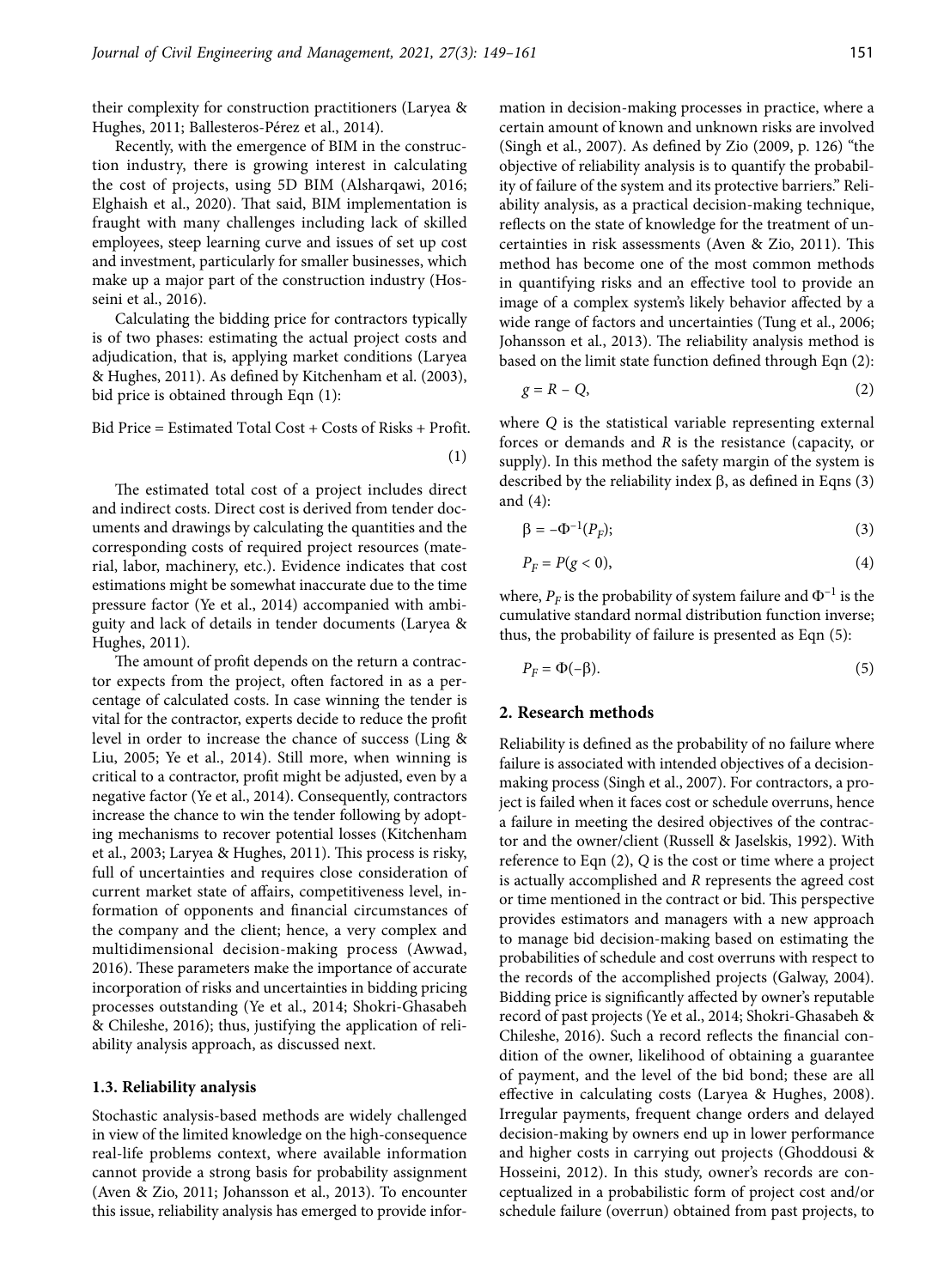their complexity for construction practitioners (Laryea & Hughes, 2011; Ballesteros-Pérez et al., 2014).

Recently, with the emergence of BIM in the construction industry, there is growing interest in calculating the cost of projects, using 5D BIM (Alsharqawi, 2016; Elghaish et al., 2020). That said, BIM implementation is fraught with many challenges including lack of skilled employees, steep learning curve and issues of set up cost and investment, particularly for smaller businesses, which make up a major part of the construction industry (Hosseini et al., 2016).

Calculating the bidding price for contractors typically is of two phases: estimating the actual project costs and adjudication, that is, applying market conditions (Laryea & Hughes, 2011). As defined by Kitchenham et al. (2003), bid price is obtained through Eqn (1):

$$\text{Bid Price} = \text{Estimated Total Cost} + \text{Costs of Risks} + \text{Profit}. \quad (1)$$

The estimated total cost of a project includes direct and indirect costs. Direct cost is derived from tender documents and drawings by calculating the quantities and the corresponding costs of required project resources (material, labor, machinery, etc.). Evidence indicates that cost estimations might be somewhat inaccurate due to the time pressure factor (Ye et al., 2014) accompanied with ambiguity and lack of details in tender documents (Laryea & Hughes, 2011).

The amount of profit depends on the return a contractor expects from the project, often factored in as a percentage of calculated costs. In case winning the tender is vital for the contractor, experts decide to reduce the profit level in order to increase the chance of success (Ling & Liu, 2005; Ye et al., 2014). Still more, when winning is critical to a contractor, profit might be adjusted, even by a negative factor (Ye et al., 2014). Consequently, contractors increase the chance to win the tender following by adopting mechanisms to recover potential losses (Kitchenham et al., 2003; Laryea & Hughes, 2011). This process is risky, full of uncertainties and requires close consideration of current market state of affairs, competitiveness level, information of opponents and financial circumstances of the company and the client; hence, a very complex and multidimensional decision-making process (Awwad, 2016). These parameters make the importance of accurate incorporation of risks and uncertainties in bidding pricing processes outstanding (Ye et al., 2014; Shokri-Ghasabeh & Chileshe, 2016); thus, justifying the application of reliability analysis approach, as discussed next.

### 1.3. Reliability analysis

Stochastic analysis-based methods are widely challenged in view of the limited knowledge on the high-consequence real-life problems context, where available information cannot provide a strong basis for probability assignment (Aven & Zio, 2011; Johansson et al., 2013). To encounter this issue, reliability analysis has emerged to provide information in decision-making processes in practice, where a certain amount of known and unknown risks are involved (Singh et al., 2007). As defined by Zio (2009, p. 126) "the objective of reliability analysis is to quantify the probability of failure of the system and its protective barriers." Reliability analysis, as a practical decision-making technique, reflects on the state of knowledge for the treatment of uncertainties in risk assessments (Aven & Zio, 2011). This method has become one of the most common methods in quantifying risks and an effective tool to provide an image of a complex system's likely behavior affected by a wide range of factors and uncertainties (Tung et al., 2006; Johansson et al., 2013). The reliability analysis method is based on the limit state function defined through Eqn (2):

$$g = R - Q, \quad (2)$$

where $Q$ is the statistical variable representing external forces or demands and $R$ is the resistance (capacity, or supply). In this method the safety margin of the system is described by the reliability index β, as defined in Eqns (3) and (4):

$$\beta = -\Phi^{-1}(P_F); \quad (3)$$

$$P_F = P(g < 0), \quad (4)$$

where, $P_F$ is the probability of system failure and $\Phi^{-1}$ is the cumulative standard normal distribution function inverse; thus, the probability of failure is presented as Eqn (5):

$$P_F = \Phi(-\beta). \quad (5)$$

## 2. Research methods

Reliability is defined as the probability of no failure where failure is associated with intended objectives of a decision-making process (Singh et al., 2007). For contractors, a project is failed when it faces cost or schedule overruns, hence a failure in meeting the desired objectives of the contractor and the owner/client (Russell & Jaselskis, 1992). With reference to Eqn (2), $Q$ is the cost or time where a project is actually accomplished and $R$ represents the agreed cost or time mentioned in the contract or bid. This perspective provides estimators and managers with a new approach to manage bid decision-making based on estimating the probabilities of schedule and cost overruns with respect to the records of the accomplished projects (Galway, 2004). Bidding price is significantly affected by owner's reputable record of past projects (Ye et al., 2014; Shokri-Ghasabeh & Chileshe, 2016). Such a record reflects the financial condition of the owner, likelihood of obtaining a guarantee of payment, and the level of the bid bond; these are all effective in calculating costs (Laryea & Hughes, 2008). Irregular payments, frequent change orders and delayed decision-making by owners end up in lower performance and higher costs in carrying out projects (Ghoddousi & Hosseini, 2012). In this study, owner's records are conceptualized in a probabilistic form of project cost and/or schedule failure (overrun) obtained from past projects, to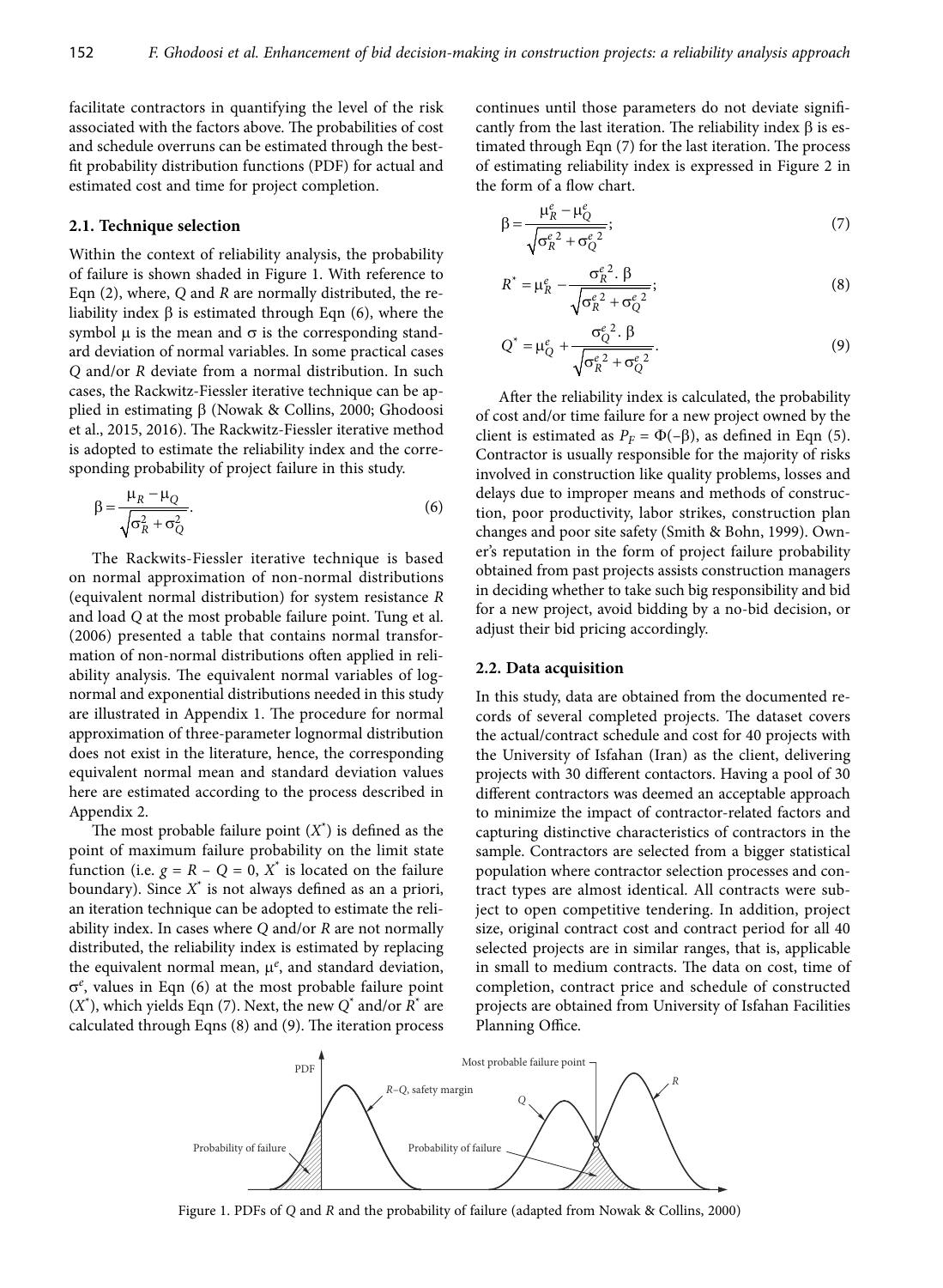facilitate contractors in quantifying the level of the risk associated with the factors above. The probabilities of cost and schedule overruns can be estimated through the best-fit probability distribution functions (PDF) for actual and estimated cost and time for project completion.

### 2.1. Technique selection

Within the context of reliability analysis, the probability of failure is shown shaded in Figure 1. With reference to Eqn (2), where, $Q$ and $R$ are normally distributed, the reliability index $\beta$ is estimated through Eqn (6), where the symbol $\mu$ is the mean and $\sigma$ is the corresponding standard deviation of normal variables. In some practical cases $Q$ and/or $R$ deviate from a normal distribution. In such cases, the Rackwitz-Fiessler iterative technique can be applied in estimating $\beta$ (Nowak & Collins, 2000; Ghodoosi et al., 2015, 2016). The Rackwitz-Fiessler iterative method is adopted to estimate the reliability index and the corresponding probability of project failure in this study.

$$\beta = \frac{\mu_R - \mu_Q}{\sqrt{\sigma_R^2 + \sigma_Q^2}}. \tag{6}$$

The Rackwits-Fiessler iterative technique is based on normal approximation of non-normal distributions (equivalent normal distribution) for system resistance $R$ and load $Q$ at the most probable failure point. Tung et al. (2006) presented a table that contains normal transformation of non-normal distributions often applied in reliability analysis. The equivalent normal variables of lognormal and exponential distributions needed in this study are illustrated in Appendix 1. The procedure for normal approximation of three-parameter lognormal distribution does not exist in the literature, hence, the corresponding equivalent normal mean and standard deviation values here are estimated according to the process described in Appendix 2.

The most probable failure point ($X^*$) is defined as the point of maximum failure probability on the limit state function (i.e. $g = R - Q = 0$, $X^*$ is located on the failure boundary). Since $X^*$ is not always defined as an a priori, an iteration technique can be adopted to estimate the reliability index. In cases where $Q$ and/or $R$ are not normally distributed, the reliability index is estimated by replacing the equivalent normal mean, $\mu^e$, and standard deviation, $\sigma^e$, values in Eqn (6) at the most probable failure point ($X^*$), which yields Eqn (7). Next, the new $Q^*$ and/or $R^*$ are calculated through Eqns (8) and (9). The iteration process continues until those parameters do not deviate significantly from the last iteration. The reliability index $\beta$ is estimated through Eqn (7) for the last iteration. The process of estimating reliability index is expressed in Figure 2 in the form of a flow chart.

$$\beta = \frac{\mu_R^e - \mu_Q^e}{\sqrt{\sigma_R^{e\,2} + \sigma_Q^{e\,2}}}; \tag{7}$$

$$R^* = \mu_R^e - \frac{\sigma_R^{e\,2} \cdot \beta}{\sqrt{\sigma_R^{e\,2} + \sigma_Q^{e\,2}}}; \tag{8}$$

$$Q^* = \mu_Q^e + \frac{\sigma_Q^{e\,2} \cdot \beta}{\sqrt{\sigma_R^{e\,2} + \sigma_Q^{e\,2}}}. \tag{9}$$

After the reliability index is calculated, the probability of cost and/or time failure for a new project owned by the client is estimated as $P_F = \Phi(-\beta)$, as defined in Eqn (5). Contractor is usually responsible for the majority of risks involved in construction like quality problems, losses and delays due to improper means and methods of construction, poor productivity, labor strikes, construction plan changes and poor site safety (Smith & Bohn, 1999). Owner's reputation in the form of project failure probability obtained from past projects assists construction managers in deciding whether to take such big responsibility and bid for a new project, avoid bidding by a no-bid decision, or adjust their bid pricing accordingly.

### 2.2. Data acquisition

In this study, data are obtained from the documented records of several completed projects. The dataset covers the actual/contract schedule and cost for 40 projects with the University of Isfahan (Iran) as the client, delivering projects with 30 different contactors. Having a pool of 30 different contractors was deemed an acceptable approach to minimize the impact of contractor-related factors and capturing distinctive characteristics of contractors in the sample. Contractors are selected from a bigger statistical population where contractor selection processes and contract types are almost identical. All contracts were subject to open competitive tendering. In addition, project size, original contract cost and contract period for all 40 selected projects are in similar ranges, that is, applicable in small to medium contracts. The data on cost, time of completion, contract price and schedule of constructed projects are obtained from University of Isfahan Facilities Planning Office.

PDF

R–Q, safety margin

Most probable failure point

Q

R

Probability of failure

Probability of failure

Figure 1. PDFs of $Q$ and $R$ and the probability of failure (adapted from Nowak & Collins, 2000)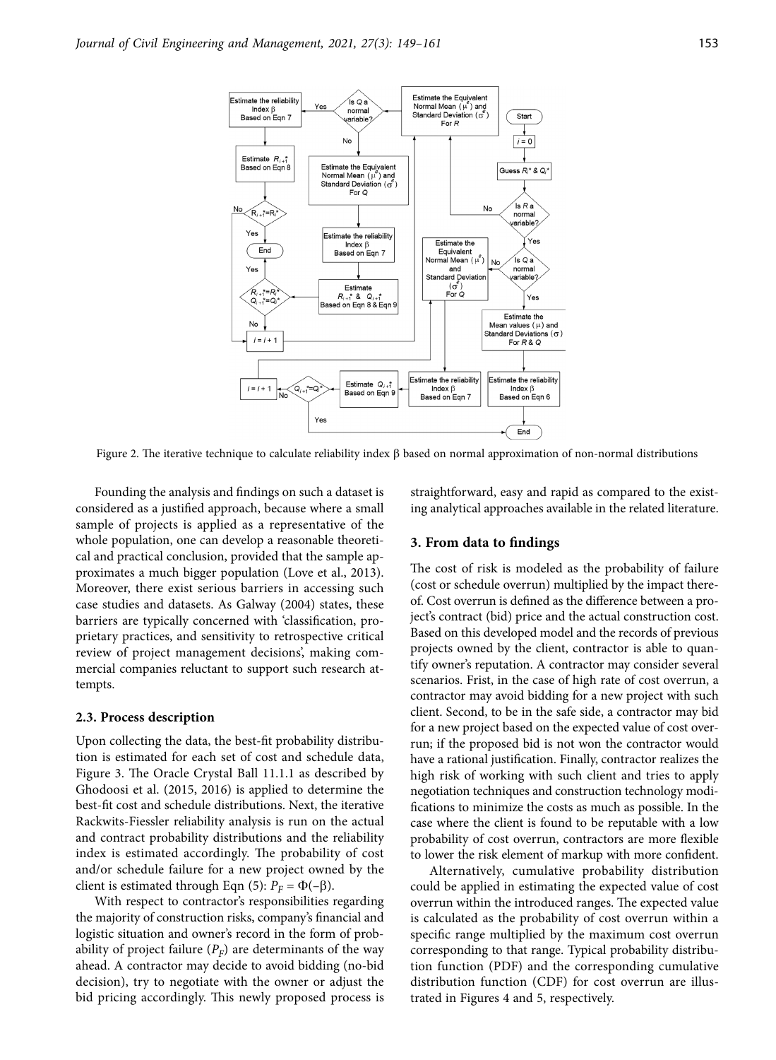Figure 2. The iterative technique to calculate reliability index β based on normal approximation of non-normal distributions

Founding the analysis and findings on such a dataset is considered as a justified approach, because where a small sample of projects is applied as a representative of the whole population, one can develop a reasonable theoretical and practical conclusion, provided that the sample approximates a much bigger population (Love et al., 2013). Moreover, there exist serious barriers in accessing such case studies and datasets. As Galway (2004) states, these barriers are typically concerned with 'classification, proprietary practices, and sensitivity to retrospective critical review of project management decisions', making commercial companies reluctant to support such research attempts.

### 2.3. Process description

Upon collecting the data, the best-fit probability distribution is estimated for each set of cost and schedule data, Figure 3. The Oracle Crystal Ball 11.1.1 as described by Ghodoosi et al. (2015, 2016) is applied to determine the best-fit cost and schedule distributions. Next, the iterative Rackwits-Fiessler reliability analysis is run on the actual and contract probability distributions and the reliability index is estimated accordingly. The probability of cost and/or schedule failure for a new project owned by the client is estimated through Eqn (5): $P_F = \Phi(-\beta)$.

With respect to contractor's responsibilities regarding the majority of construction risks, company's financial and logistic situation and owner's record in the form of probability of project failure ($P_F$) are determinants of the way ahead. A contractor may decide to avoid bidding (no-bid decision), try to negotiate with the owner or adjust the bid pricing accordingly. This newly proposed process is straightforward, easy and rapid as compared to the existing analytical approaches available in the related literature.

## 3. From data to findings

The cost of risk is modeled as the probability of failure (cost or schedule overrun) multiplied by the impact thereof. Cost overrun is defined as the difference between a project's contract (bid) price and the actual construction cost. Based on this developed model and the records of previous projects owned by the client, contractor is able to quantify owner's reputation. A contractor may consider several scenarios. Frist, in the case of high rate of cost overrun, a contractor may avoid bidding for a new project with such client. Second, to be in the safe side, a contractor may bid for a new project based on the expected value of cost overrun; if the proposed bid is not won the contractor would have a rational justification. Finally, contractor realizes the high risk of working with such client and tries to apply negotiation techniques and construction technology modifications to minimize the costs as much as possible. In the case where the client is found to be reputable with a low probability of cost overrun, contractors are more flexible to lower the risk element of markup with more confident.

Alternatively, cumulative probability distribution could be applied in estimating the expected value of cost overrun within the introduced ranges. The expected value is calculated as the probability of cost overrun within a specific range multiplied by the maximum cost overrun corresponding to that range. Typical probability distribution function (PDF) and the corresponding cumulative distribution function (CDF) for cost overrun are illustrated in Figures 4 and 5, respectively.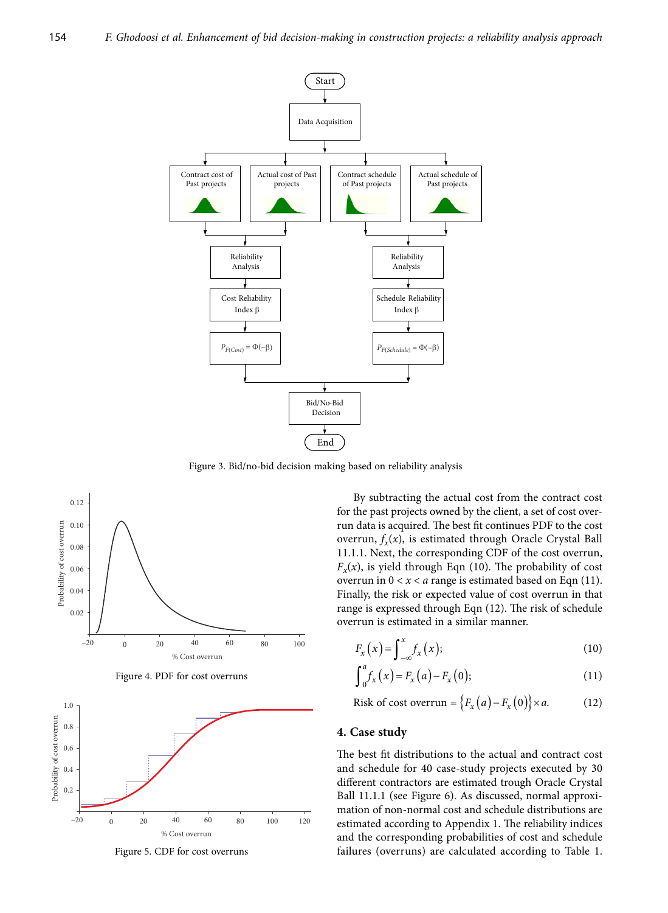Start

Data Acquisition

Contract cost of Past projects

Actual cost of Past projects

Contract schedule of Past projects

Actual schedule of Past projects

Reliability Analysis

Reliability Analysis

Cost Reliability Index β

Schedule Reliability Index β

$P_{F(Cost)} = \Phi(-\beta)$

$P_{F(Schedule)} = \Phi(-\beta)$

Bid/No-Bid Decision

End

Figure 3. Bid/no-bid decision making based on reliability analysis

Probability of cost overrun

0.12
0.10
0.08
0.06
0.04
0.02

–20 0 20 40 60 80 100

% Cost overrun

Figure 4. PDF for cost overruns

Probability of cost overrun

1.0
0.8
0.6
0.4
0.2

–20 0 20 40 60 80 100 120

% Cost overrun

Figure 5. CDF for cost overruns

By subtracting the actual cost from the contract cost for the past projects owned by the client, a set of cost overrun data is acquired. The best fit continues PDF to the cost overrun, $f_x(x)$, is estimated through Oracle Crystal Ball 11.1.1. Next, the corresponding CDF of the cost overrun, $F_x(x)$, is yield through Eqn (10). The probability of cost overrun in $0 < x < a$ range is estimated based on Eqn (11). Finally, the risk or expected value of cost overrun in that range is expressed through Eqn (12). The risk of schedule overrun is estimated in a similar manner.

$$F_x(x) = \int_{-\infty}^{x} f_x(x); \tag{10}$$

$$\int_{0}^{a} f_x(x) = F_x(a) - F_x(0); \tag{11}$$

$$\text{Risk of cost overrun} = \{F_x(a) - F_x(0)\} \times a. \tag{12}$$

## 4. Case study

The best fit distributions to the actual and contract cost and schedule for 40 case-study projects executed by 30 different contractors are estimated trough Oracle Crystal Ball 11.1.1 (see Figure 6). As discussed, normal approximation of non-normal cost and schedule distributions are estimated according to Appendix 1. The reliability indices and the corresponding probabilities of cost and schedule failures (overruns) are calculated according to Table 1.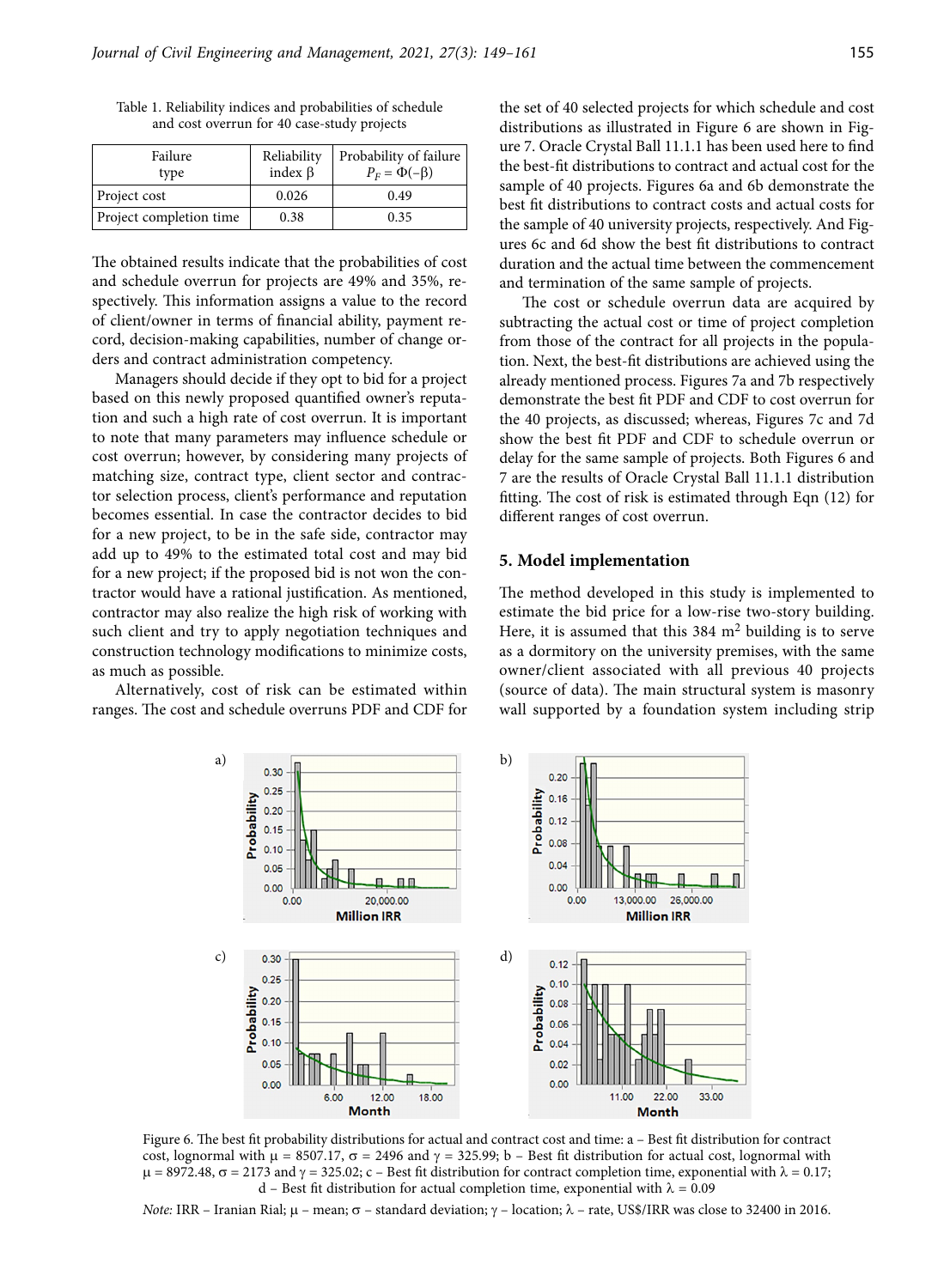Table 1. Reliability indices and probabilities of schedule and cost overrun for 40 case-study projects

| Failure type | Reliability index β | Probability of failure $P_F = \Phi(-\beta)$ |
|---|---|---|
| Project cost | 0.026 | 0.49 |
| Project completion time | 0.38 | 0.35 |

The obtained results indicate that the probabilities of cost and schedule overrun for projects are 49% and 35%, respectively. This information assigns a value to the record of client/owner in terms of financial ability, payment record, decision-making capabilities, number of change orders and contract administration competency.

Managers should decide if they opt to bid for a project based on this newly proposed quantified owner's reputation and such a high rate of cost overrun. It is important to note that many parameters may influence schedule or cost overrun; however, by considering many projects of matching size, contract type, client sector and contractor selection process, client's performance and reputation becomes essential. In case the contractor decides to bid for a new project, to be in the safe side, contractor may add up to 49% to the estimated total cost and may bid for a new project; if the proposed bid is not won the contractor would have a rational justification. As mentioned, contractor may also realize the high risk of working with such client and try to apply negotiation techniques and construction technology modifications to minimize costs, as much as possible.

Alternatively, cost of risk can be estimated within ranges. The cost and schedule overruns PDF and CDF for the set of 40 selected projects for which schedule and cost distributions as illustrated in Figure 6 are shown in Figure 7. Oracle Crystal Ball 11.1.1 has been used here to find the best-fit distributions to contract and actual cost for the sample of 40 projects. Figures 6a and 6b demonstrate the best fit distributions to contract costs and actual costs for the sample of 40 university projects, respectively. And Figures 6c and 6d show the best fit distributions to contract duration and the actual time between the commencement and termination of the same sample of projects.

The cost or schedule overrun data are acquired by subtracting the actual cost or time of project completion from those of the contract for all projects in the population. Next, the best-fit distributions are achieved using the already mentioned process. Figures 7a and 7b respectively demonstrate the best fit PDF and CDF to cost overrun for the 40 projects, as discussed; whereas, Figures 7c and 7d show the best fit PDF and CDF to schedule overrun or delay for the same sample of projects. Both Figures 6 and 7 are the results of Oracle Crystal Ball 11.1.1 distribution fitting. The cost of risk is estimated through Eqn (12) for different ranges of cost overrun.

## 5. Model implementation

The method developed in this study is implemented to estimate the bid price for a low-rise two-story building. Here, it is assumed that this 384 m$^2$ building is to serve as a dormitory on the university premises, with the same owner/client associated with all previous 40 projects (source of data). The main structural system is masonry wall supported by a foundation system including strip

a)
Probability
0.30
0.25
0.20
0.15
0.10
0.05
0.00
0.00
20,000.00
Million IRR

b)
Probability
0.20
0.16
0.12
0.08
0.04
0.00
0.00
13,000.00
26,000.00
Million IRR

c)
Probability
0.30
0.25
0.20
0.15
0.10
0.05
0.00
6.00
12.00
18.00
Month

d)
Probability
0.12
0.10
0.08
0.06
0.04
0.02
0.00
11.00
22.00
33.00
Month

Figure 6. The best fit probability distributions for actual and contract cost and time: a – Best fit distribution for contract cost, lognormal with μ = 8507.17, σ = 2496 and γ = 325.99; b – Best fit distribution for actual cost, lognormal with μ = 8972.48, σ = 2173 and γ = 325.02; c – Best fit distribution for contract completion time, exponential with λ = 0.17; d – Best fit distribution for actual completion time, exponential with λ = 0.09

*Note:* IRR – Iranian Rial; μ – mean; σ – standard deviation; γ – location; λ – rate, US$/IRR was close to 32400 in 2016.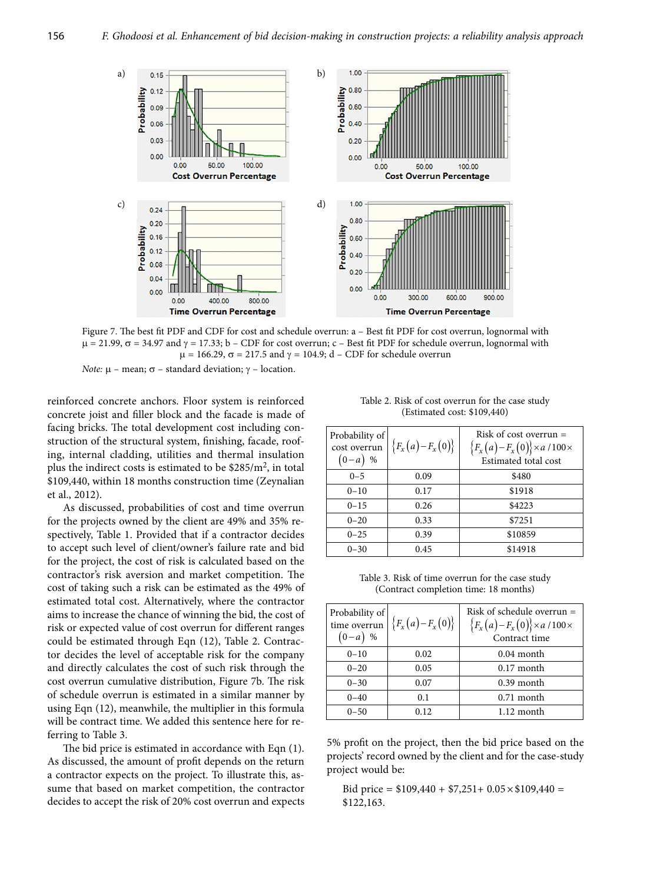a)

0.15
0.12
0.09
0.06
0.03
0.00

Probability

0.00 50.00 100.00

Cost Overrun Percentage

b)

1.00
0.80
0.60
0.40
0.20
0.00

Probability

0.00 50.00 100.00

Cost Overrun Percentage

c)

0.24
0.20
0.16
0.12
0.08
0.04
0.00

Probability

0.00 400.00 800.00

Time Overrun Percentage

d)

1.00
0.80
0.60
0.40
0.20
0.00

Probability

0.00 300.00 600.00 900.00

Time Overrun Percentage

Figure 7. The best fit PDF and CDF for cost and schedule overrun: a – Best fit PDF for cost overrun, lognormal with $\mu$ = 21.99, $\sigma$ = 34.97 and $\gamma$ = 17.33; b – CDF for cost overrun; c – Best fit PDF for schedule overrun, lognormal with $\mu$ = 166.29, $\sigma$ = 217.5 and $\gamma$ = 104.9; d – CDF for schedule overrun

*Note:* $\mu$ – mean; $\sigma$ – standard deviation; $\gamma$ – location.

reinforced concrete anchors. Floor system is reinforced concrete joist and filler block and the facade is made of facing bricks. The total development cost including construction of the structural system, finishing, facade, roofing, internal cladding, utilities and thermal insulation plus the indirect costs is estimated to be \$285/m$^2$, in total \$109,440, within 18 months construction time (Zeynalian et al., 2012).

As discussed, probabilities of cost and time overrun for the projects owned by the client are 49% and 35% respectively, Table 1. Provided that if a contractor decides to accept such level of client/owner's failure rate and bid for the project, the cost of risk is calculated based on the contractor's risk aversion and market competition. The cost of taking such a risk can be estimated as the 49% of estimated total cost. Alternatively, where the contractor aims to increase the chance of winning the bid, the cost of risk or expected value of cost overrun for different ranges could be estimated through Eqn (12), Table 2. Contractor decides the level of acceptable risk for the company and directly calculates the cost of such risk through the cost overrun cumulative distribution, Figure 7b. The risk of schedule overrun is estimated in a similar manner by using Eqn (12), meanwhile, the multiplier in this formula will be contract time. We added this sentence here for referring to Table 3.

The bid price is estimated in accordance with Eqn (1). As discussed, the amount of profit depends on the return a contractor expects on the project. To illustrate this, assume that based on market competition, the contractor decides to accept the risk of 20% cost overrun and expects 5% profit on the project, then the bid price based on the projects' record owned by the client and for the case-study project would be:

Bid price = \$109,440 + \$7,251+ 0.05 × \$109,440 = \$122,163.

Table 2. Risk of cost overrun for the case study (Estimated cost: \$109,440)

| Probability of cost overrun $(0-a)$ % | $\{F_x(a)-F_x(0)\}$ | Risk of cost overrun = $\{F_x(a)-F_x(0)\}\times a/100\times$ Estimated total cost |
|---|---|---|
| 0–5 | 0.09 | \$480 |
| 0–10 | 0.17 | \$1918 |
| 0–15 | 0.26 | \$4223 |
| 0–20 | 0.33 | \$7251 |
| 0–25 | 0.39 | \$10859 |
| 0–30 | 0.45 | \$14918 |

Table 3. Risk of time overrun for the case study (Contract completion time: 18 months)

| Probability of time overrun $(0-a)$ % | $\{F_x(a)-F_x(0)\}$ | Risk of schedule overrun = $\{F_x(a)-F_x(0)\}\times a/100\times$ Contract time |
|---|---|---|
| 0–10 | 0.02 | 0.04 month |
| 0–20 | 0.05 | 0.17 month |
| 0–30 | 0.07 | 0.39 month |
| 0–40 | 0.1 | 0.71 month |
| 0–50 | 0.12 | 1.12 month |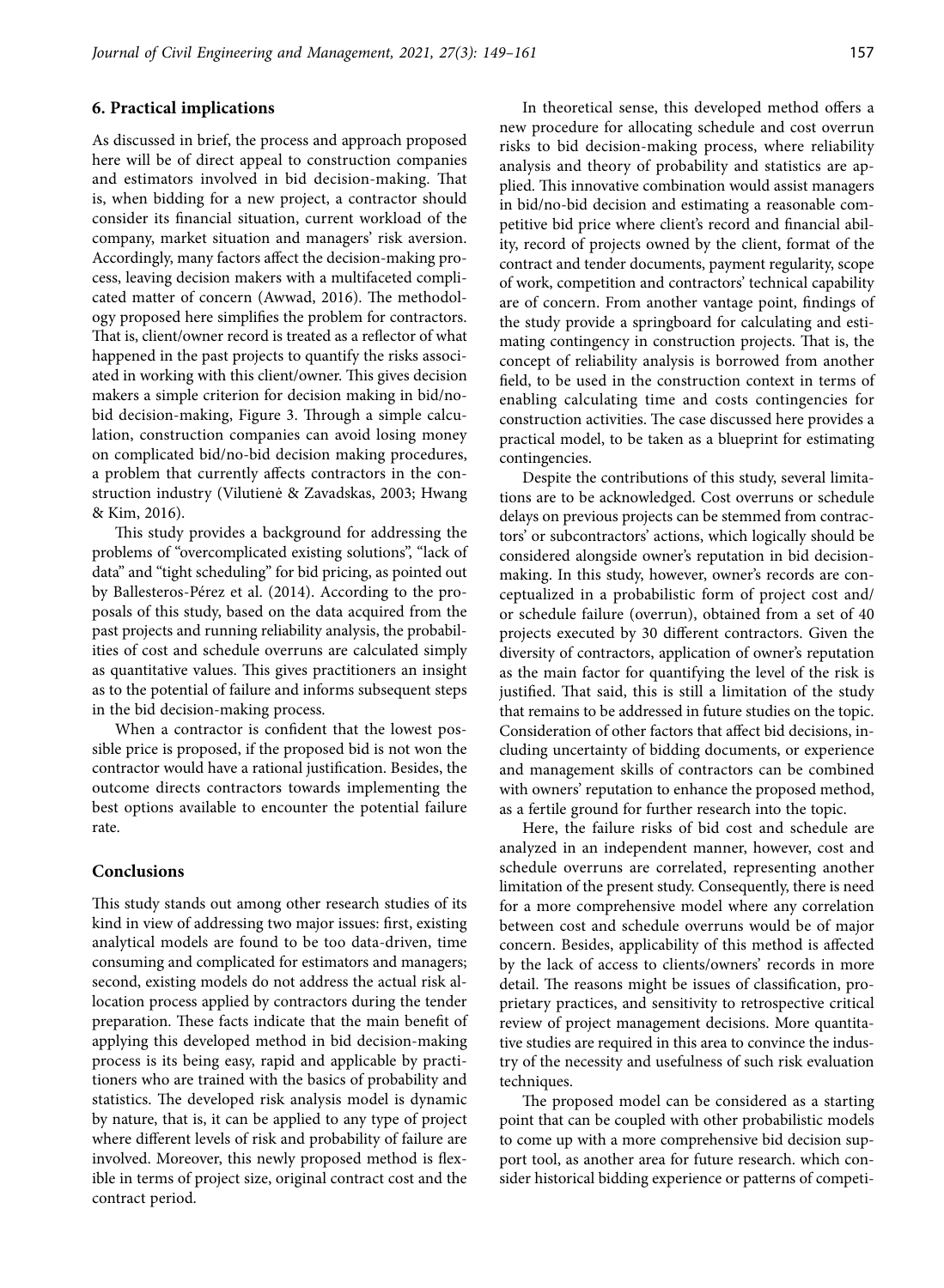## 6. Practical implications

As discussed in brief, the process and approach proposed here will be of direct appeal to construction companies and estimators involved in bid decision-making. That is, when bidding for a new project, a contractor should consider its financial situation, current workload of the company, market situation and managers' risk aversion. Accordingly, many factors affect the decision-making process, leaving decision makers with a multifaceted complicated matter of concern (Awwad, 2016). The methodology proposed here simplifies the problem for contractors. That is, client/owner record is treated as a reflector of what happened in the past projects to quantify the risks associated in working with this client/owner. This gives decision makers a simple criterion for decision making in bid/no-bid decision-making, Figure 3. Through a simple calculation, construction companies can avoid losing money on complicated bid/no-bid decision making procedures, a problem that currently affects contractors in the construction industry (Vilutienė & Zavadskas, 2003; Hwang & Kim, 2016).

This study provides a background for addressing the problems of "overcomplicated existing solutions", "lack of data" and "tight scheduling" for bid pricing, as pointed out by Ballesteros-Pérez et al. (2014). According to the proposals of this study, based on the data acquired from the past projects and running reliability analysis, the probabilities of cost and schedule overruns are calculated simply as quantitative values. This gives practitioners an insight as to the potential of failure and informs subsequent steps in the bid decision-making process.

When a contractor is confident that the lowest possible price is proposed, if the proposed bid is not won the contractor would have a rational justification. Besides, the outcome directs contractors towards implementing the best options available to encounter the potential failure rate.

## Conclusions

This study stands out among other research studies of its kind in view of addressing two major issues: first, existing analytical models are found to be too data-driven, time consuming and complicated for estimators and managers; second, existing models do not address the actual risk allocation process applied by contractors during the tender preparation. These facts indicate that the main benefit of applying this developed method in bid decision-making process is its being easy, rapid and applicable by practitioners who are trained with the basics of probability and statistics. The developed risk analysis model is dynamic by nature, that is, it can be applied to any type of project where different levels of risk and probability of failure are involved. Moreover, this newly proposed method is flexible in terms of project size, original contract cost and the contract period.

In theoretical sense, this developed method offers a new procedure for allocating schedule and cost overrun risks to bid decision-making process, where reliability analysis and theory of probability and statistics are applied. This innovative combination would assist managers in bid/no-bid decision and estimating a reasonable competitive bid price where client's record and financial ability, record of projects owned by the client, format of the contract and tender documents, payment regularity, scope of work, competition and contractors' technical capability are of concern. From another vantage point, findings of the study provide a springboard for calculating and estimating contingency in construction projects. That is, the concept of reliability analysis is borrowed from another field, to be used in the construction context in terms of enabling calculating time and costs contingencies for construction activities. The case discussed here provides a practical model, to be taken as a blueprint for estimating contingencies.

Despite the contributions of this study, several limitations are to be acknowledged. Cost overruns or schedule delays on previous projects can be stemmed from contractors' or subcontractors' actions, which logically should be considered alongside owner's reputation in bid decision-making. In this study, however, owner's records are conceptualized in a probabilistic form of project cost and/or schedule failure (overrun), obtained from a set of 40 projects executed by 30 different contractors. Given the diversity of contractors, application of owner's reputation as the main factor for quantifying the level of the risk is justified. That said, this is still a limitation of the study that remains to be addressed in future studies on the topic. Consideration of other factors that affect bid decisions, including uncertainty of bidding documents, or experience and management skills of contractors can be combined with owners' reputation to enhance the proposed method, as a fertile ground for further research into the topic.

Here, the failure risks of bid cost and schedule are analyzed in an independent manner, however, cost and schedule overruns are correlated, representing another limitation of the present study. Consequently, there is need for a more comprehensive model where any correlation between cost and schedule overruns would be of major concern. Besides, applicability of this method is affected by the lack of access to clients/owners' records in more detail. The reasons might be issues of classification, proprietary practices, and sensitivity to retrospective critical review of project management decisions. More quantitative studies are required in this area to convince the industry of the necessity and usefulness of such risk evaluation techniques.

The proposed model can be considered as a starting point that can be coupled with other probabilistic models to come up with a more comprehensive bid decision support tool, as another area for future research. which consider historical bidding experience or patterns of competi-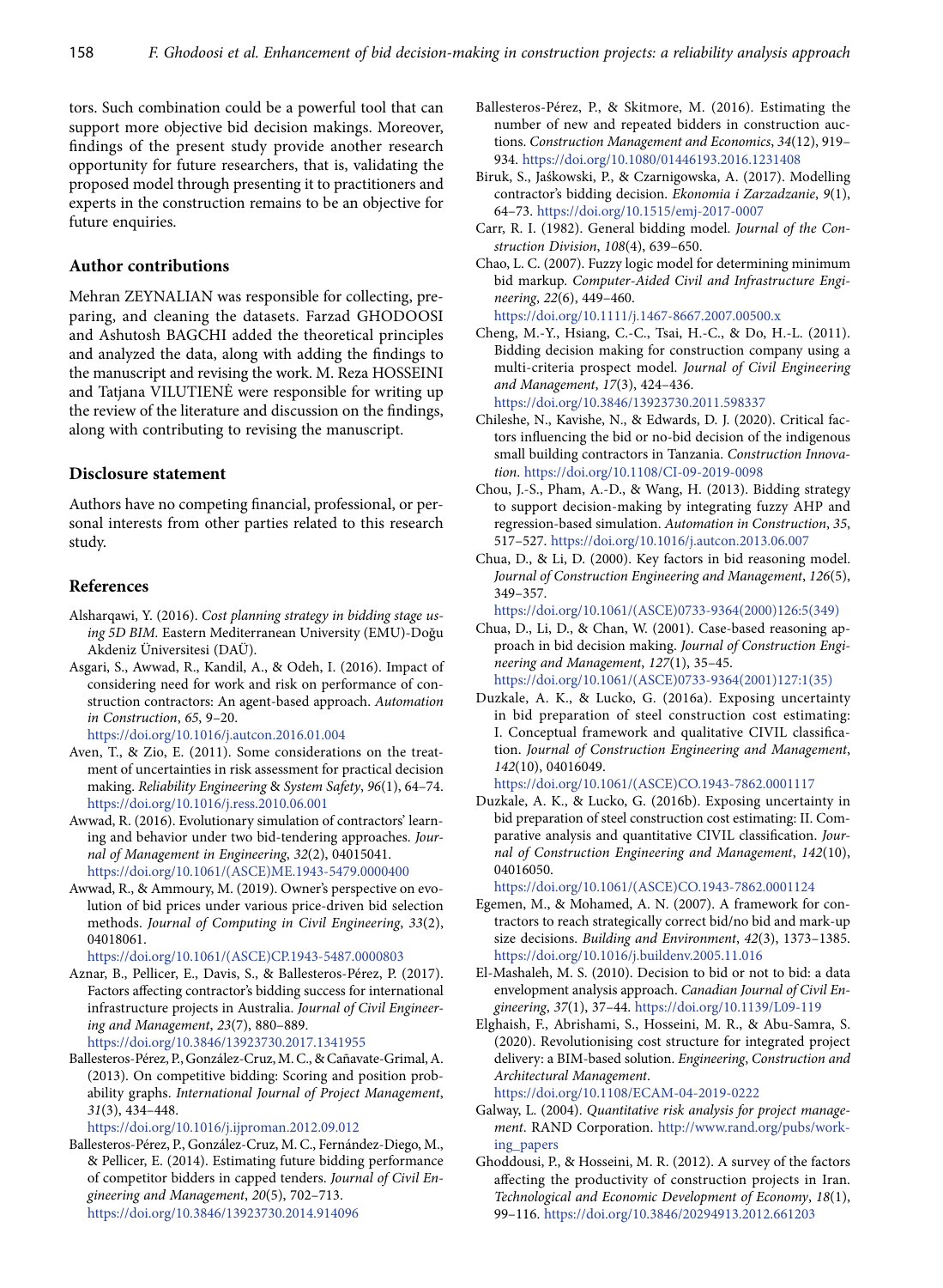tors. Such combination could be a powerful tool that can support more objective bid decision makings. Moreover, findings of the present study provide another research opportunity for future researchers, that is, validating the proposed model through presenting it to practitioners and experts in the construction remains to be an objective for future enquiries.

## Author contributions

Mehran ZEYNALIAN was responsible for collecting, preparing, and cleaning the datasets. Farzad GHODOOSI and Ashutosh BAGCHI added the theoretical principles and analyzed the data, along with adding the findings to the manuscript and revising the work. M. Reza HOSSEINI and Tatjana VILUTIENĖ were responsible for writing up the review of the literature and discussion on the findings, along with contributing to revising the manuscript.

## Disclosure statement

Authors have no competing financial, professional, or personal interests from other parties related to this research study.

## References

Alsharqawi, Y. (2016). *Cost planning strategy in bidding stage using 5D BIM*. Eastern Mediterranean University (EMU)-Doğu Akdeniz Üniversitesi (DAÜ).

Asgari, S., Awwad, R., Kandil, A., & Odeh, I. (2016). Impact of considering need for work and risk on performance of construction contractors: An agent-based approach. *Automation in Construction*, *65*, 9–20. https://doi.org/10.1016/j.autcon.2016.01.004

Aven, T., & Zio, E. (2011). Some considerations on the treatment of uncertainties in risk assessment for practical decision making. *Reliability Engineering & System Safety*, *96*(1), 64–74. https://doi.org/10.1016/j.ress.2010.06.001

Awwad, R. (2016). Evolutionary simulation of contractors' learning and behavior under two bid-tendering approaches. *Journal of Management in Engineering*, *32*(2), 04015041. https://doi.org/10.1061/(ASCE)ME.1943-5479.0000400

Awwad, R., & Ammoury, M. (2019). Owner's perspective on evolution of bid prices under various price-driven bid selection methods. *Journal of Computing in Civil Engineering*, *33*(2), 04018061. https://doi.org/10.1061/(ASCE)CP.1943-5487.0000803

Aznar, B., Pellicer, E., Davis, S., & Ballesteros-Pérez, P. (2017). Factors affecting contractor's bidding success for international infrastructure projects in Australia. *Journal of Civil Engineering and Management*, *23*(7), 880–889. https://doi.org/10.3846/13923730.2017.1341955

Ballesteros-Pérez, P., González-Cruz, M. C., & Cañavate-Grimal, A. (2013). On competitive bidding: Scoring and position probability graphs. *International Journal of Project Management*, *31*(3), 434–448. https://doi.org/10.1016/j.ijproman.2012.09.012

Ballesteros-Pérez, P., González-Cruz, M. C., Fernández-Diego, M., & Pellicer, E. (2014). Estimating future bidding performance of competitor bidders in capped tenders. *Journal of Civil Engineering and Management*, *20*(5), 702–713. https://doi.org/10.3846/13923730.2014.914096

Ballesteros-Pérez, P., & Skitmore, M. (2016). Estimating the number of new and repeated bidders in construction auctions. *Construction Management and Economics*, *34*(12), 919–934. https://doi.org/10.1080/01446193.2016.1231408

Biruk, S., Jaśkowski, P., & Czarnigowska, A. (2017). Modelling contractor's bidding decision. *Ekonomia i Zarzadzanie*, *9*(1), 64–73. https://doi.org/10.1515/emj-2017-0007

Carr, R. I. (1982). General bidding model. *Journal of the Construction Division*, *108*(4), 639–650.

Chao, L. C. (2007). Fuzzy logic model for determining minimum bid markup. *Computer-Aided Civil and Infrastructure Engineering*, *22*(6), 449–460. https://doi.org/10.1111/j.1467-8667.2007.00500.x

Cheng, M.-Y., Hsiang, C.-C., Tsai, H.-C., & Do, H.-L. (2011). Bidding decision making for construction company using a multi-criteria prospect model. *Journal of Civil Engineering and Management*, *17*(3), 424–436. https://doi.org/10.3846/13923730.2011.598337

Chileshe, N., Kavishe, N., & Edwards, D. J. (2020). Critical factors influencing the bid or no-bid decision of the indigenous small building contractors in Tanzania. *Construction Innovation*. https://doi.org/10.1108/CI-09-2019-0098

Chou, J.-S., Pham, A.-D., & Wang, H. (2013). Bidding strategy to support decision-making by integrating fuzzy AHP and regression-based simulation. *Automation in Construction*, *35*, 517–527. https://doi.org/10.1016/j.autcon.2013.06.007

Chua, D., & Li, D. (2000). Key factors in bid reasoning model. *Journal of Construction Engineering and Management*, *126*(5), 349–357. https://doi.org/10.1061/(ASCE)0733-9364(2000)126:5(349)

Chua, D., Li, D., & Chan, W. (2001). Case-based reasoning approach in bid decision making. *Journal of Construction Engineering and Management*, *127*(1), 35–45. https://doi.org/10.1061/(ASCE)0733-9364(2001)127:1(35)

Duzkale, A. K., & Lucko, G. (2016a). Exposing uncertainty in bid preparation of steel construction cost estimating: I. Conceptual framework and qualitative CIVIL classification. *Journal of Construction Engineering and Management*, *142*(10), 04016049. https://doi.org/10.1061/(ASCE)CO.1943-7862.0001117

Duzkale, A. K., & Lucko, G. (2016b). Exposing uncertainty in bid preparation of steel construction cost estimating: II. Comparative analysis and quantitative CIVIL classification. *Journal of Construction Engineering and Management*, *142*(10), 04016050. https://doi.org/10.1061/(ASCE)CO.1943-7862.0001124

Egemen, M., & Mohamed, A. N. (2007). A framework for contractors to reach strategically correct bid/no bid and mark-up size decisions. *Building and Environment*, *42*(3), 1373–1385. https://doi.org/10.1016/j.buildenv.2005.11.016

El-Mashaleh, M. S. (2010). Decision to bid or not to bid: a data envelopment analysis approach. *Canadian Journal of Civil Engineering*, *37*(1), 37–44. https://doi.org/10.1139/L09-119

Elghaish, F., Abrishami, S., Hosseini, M. R., & Abu-Samra, S. (2020). Revolutionising cost structure for integrated project delivery: a BIM-based solution. *Engineering, Construction and Architectural Management*. https://doi.org/10.1108/ECAM-04-2019-0222

Galway, L. (2004). *Quantitative risk analysis for project management*. RAND Corporation. http://www.rand.org/pubs/working_papers

Ghoddousi, P., & Hosseini, M. R. (2012). A survey of the factors affecting the productivity of construction projects in Iran. *Technological and Economic Development of Economy*, *18*(1), 99–116. https://doi.org/10.3846/20294913.2012.661203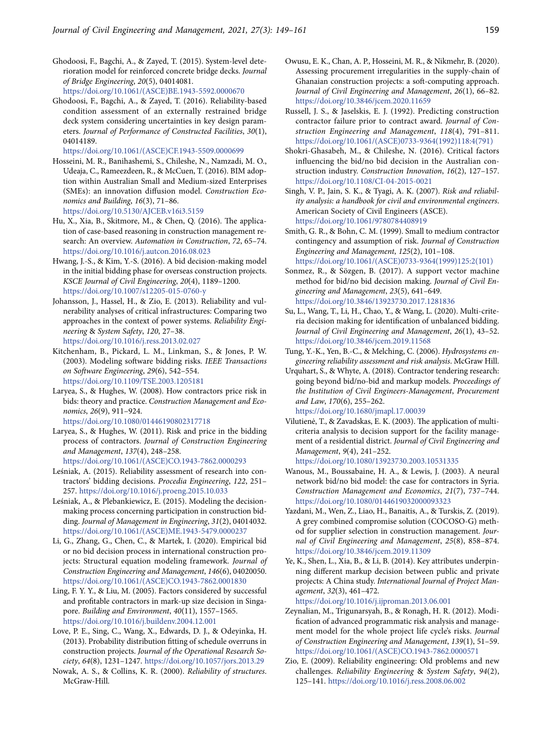Ghodoosi, F., Bagchi, A., & Zayed, T. (2015). System-level deterioration model for reinforced concrete bridge decks. *Journal of Bridge Engineering*, *20*(5), 04014081. https://doi.org/10.1061/(ASCE)BE.1943-5592.0000670

Ghodoosi, F., Bagchi, A., & Zayed, T. (2016). Reliability-based condition assessment of an externally restrained bridge deck system considering uncertainties in key design parameters. *Journal of Performance of Constructed Facilities*, *30*(1), 04014189. https://doi.org/10.1061/(ASCE)CF.1943-5509.0000699

Hosseini, M. R., Banihashemi, S., Chileshe, N., Namzadi, M. O., Udeaja, C., Rameezdeen, R., & McCuen, T. (2016). BIM adoption within Australian Small and Medium-sized Enterprises (SMEs): an innovation diffusion model. *Construction Economics and Building*, *16*(3), 71–86. https://doi.org/10.5130/AJCEB.v16i3.5159

Hu, X., Xia, B., Skitmore, M., & Chen, Q. (2016). The application of case-based reasoning in construction management research: An overview. *Automation in Construction*, *72*, 65–74. https://doi.org/10.1016/j.autcon.2016.08.023

Hwang, J.-S., & Kim, Y.-S. (2016). A bid decision-making model in the initial bidding phase for overseas construction projects. *KSCE Journal of Civil Engineering*, *20*(4), 1189–1200. https://doi.org/10.1007/s12205-015-0760-y

Johansson, J., Hassel, H., & Zio, E. (2013). Reliability and vulnerability analyses of critical infrastructures: Comparing two approaches in the context of power systems. *Reliability Engineering & System Safety*, *120*, 27–38. https://doi.org/10.1016/j.ress.2013.02.027

Kitchenham, B., Pickard, L. M., Linkman, S., & Jones, P. W. (2003). Modeling software bidding risks. *IEEE Transactions on Software Engineering*, *29*(6), 542–554. https://doi.org/10.1109/TSE.2003.1205181

Laryea, S., & Hughes, W. (2008). How contractors price risk in bids: theory and practice. *Construction Management and Economics*, *26*(9), 911–924. https://doi.org/10.1080/01446190802317718

Laryea, S., & Hughes, W. (2011). Risk and price in the bidding process of contractors. *Journal of Construction Engineering and Management*, *137*(4), 248–258. https://doi.org/10.1061/(ASCE)CO.1943-7862.0000293

Leśniak, A. (2015). Reliability assessment of research into contractors' bidding decisions. *Procedia Engineering*, *122*, 251–257. https://doi.org/10.1016/j.proeng.2015.10.033

Leśniak, A., & Plebankiewicz, E. (2015). Modeling the decision-making process concerning participation in construction bidding. *Journal of Management in Engineering*, *31*(2), 04014032. https://doi.org/10.1061/(ASCE)ME.1943-5479.0000237

Li, G., Zhang, G., Chen, C., & Martek, I. (2020). Empirical bid or no bid decision process in international construction projects: Structural equation modeling framework. *Journal of Construction Engineering and Management*, *146*(6), 04020050. https://doi.org/10.1061/(ASCE)CO.1943-7862.0001830

Ling, F. Y. Y., & Liu, M. (2005). Factors considered by successful and profitable contractors in mark-up size decision in Singapore. *Building and Environment*, *40*(11), 1557–1565. https://doi.org/10.1016/j.buildenv.2004.12.001

Love, P. E., Sing, C., Wang, X., Edwards, D. J., & Odeyinka, H. (2013). Probability distribution fitting of schedule overruns in construction projects. *Journal of the Operational Research Society*, *64*(8), 1231–1247. https://doi.org/10.1057/jors.2013.29

Nowak, A. S., & Collins, K. R. (2000). *Reliability of structures*. McGraw-Hill.

Owusu, E. K., Chan, A. P., Hosseini, M. R., & Nikmehr, B. (2020). Assessing procurement irregularities in the supply-chain of Ghanaian construction projects: a soft-computing approach. *Journal of Civil Engineering and Management*, *26*(1), 66–82. https://doi.org/10.3846/jcem.2020.11659

Russell, J. S., & Jaselskis, E. J. (1992). Predicting construction contractor failure prior to contract award. *Journal of Construction Engineering and Management*, *118*(4), 791–811. https://doi.org/10.1061/(ASCE)0733-9364(1992)118:4(791)

Shokri-Ghasabeh, M., & Chileshe, N. (2016). Critical factors influencing the bid/no bid decision in the Australian construction industry. *Construction Innovation*, *16*(2), 127–157. https://doi.org/10.1108/CI-04-2015-0021

Singh, V. P., Jain, S. K., & Tyagi, A. K. (2007). *Risk and reliability analysis: a handbook for civil and environmental engineers*. American Society of Civil Engineers (ASCE). https://doi.org/10.1061/9780784408919

Smith, G. R., & Bohn, C. M. (1999). Small to medium contractor contingency and assumption of risk. *Journal of Construction Engineering and Management*, *125*(2), 101–108. https://doi.org/10.1061/(ASCE)0733-9364(1999)125:2(101)

Sonmez, R., & Sözgen, B. (2017). A support vector machine method for bid/no bid decision making. *Journal of Civil Engineering and Management*, *23*(5), 641–649. https://doi.org/10.3846/13923730.2017.1281836

Su, L., Wang, T., Li, H., Chao, Y., & Wang, L. (2020). Multi-criteria decision making for identification of unbalanced bidding. *Journal of Civil Engineering and Management*, *26*(1), 43–52. https://doi.org/10.3846/jcem.2019.11568

Tung, Y.-K., Yen, B.-C., & Melching, C. (2006). *Hydrosystems engineering reliability assessment and risk analysis*. McGraw Hill.

Urquhart, S., & Whyte, A. (2018). Contractor tendering research: going beyond bid/no-bid and markup models. *Proceedings of the Institution of Civil Engineers-Management, Procurement and Law*, *170*(6), 255–262. https://doi.org/10.1680/jmapl.17.00039

Vilutienė, T., & Zavadskas, E. K. (2003). The application of multi-criteria analysis to decision support for the facility management of a residential district. *Journal of Civil Engineering and Management*, *9*(4), 241–252. https://doi.org/10.1080/13923730.2003.10531335

Wanous, M., Boussabaine, H. A., & Lewis, J. (2003). A neural network bid/no bid model: the case for contractors in Syria. *Construction Management and Economics*, *21*(7), 737–744. https://doi.org/10.1080/0144619032000093323

Yazdani, M., Wen, Z., Liao, H., Banaitis, A., & Turskis, Z. (2019). A grey combined compromise solution (COCOSO-G) method for supplier selection in construction management. *Journal of Civil Engineering and Management*, *25*(8), 858–874. https://doi.org/10.3846/jcem.2019.11309

Ye, K., Shen, L., Xia, B., & Li, B. (2014). Key attributes underpinning different markup decision between public and private projects: A China study. *International Journal of Project Management*, *32*(3), 461–472. https://doi.org/10.1016/j.ijproman.2013.06.001

Zeynalian, M., Trigunarsyah, B., & Ronagh, H. R. (2012). Modification of advanced programmatic risk analysis and management model for the whole project life cycle's risks. *Journal of Construction Engineering and Management*, *139*(1), 51–59. https://doi.org/10.1061/(ASCE)CO.1943-7862.0000571

Zio, E. (2009). Reliability engineering: Old problems and new challenges. *Reliability Engineering & System Safety*, *94*(2), 125–141. https://doi.org/10.1016/j.ress.2008.06.002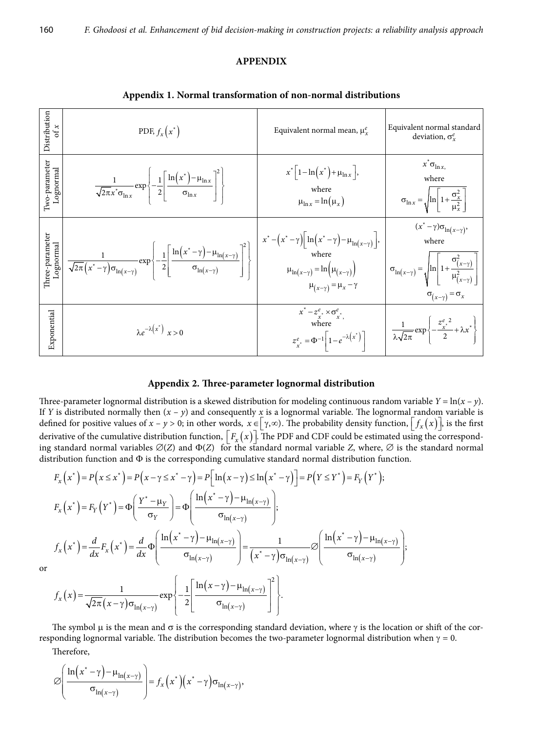## APPENDIX

### Appendix 1. Normal transformation of non-normal distributions

| Distribution of $x$ | PDF, $f_x(x^*)$ | Equivalent normal mean, $\mu_x^e$ | Equivalent normal standard deviation, $\sigma_x^e$ |
|---|---|---|---|
| Two-parameter Lognormal | $\frac{1}{\sqrt{2\pi}x^*\sigma_{\ln x}}\exp\left\{-\frac{1}{2}\left[\frac{\ln(x^*)-\mu_{\ln x}}{\sigma_{\ln x}}\right]^2\right\}$ | $x^*\left[1-\ln(x^*)+\mu_{\ln x}\right]$, where $\mu_{\ln x}=\ln(\mu_x)$ | $x^*\sigma_{\ln x}$, where $\sigma_{\ln x}=\sqrt{\ln\left[1+\frac{\sigma_x^2}{\mu_x^2}\right]}$ |
| Three-parameter Lognormal | $\frac{1}{\sqrt{2\pi}(x^*-\gamma)\sigma_{\ln(x-\gamma)}}\exp\left\{-\frac{1}{2}\left[\frac{\ln(x^*-\gamma)-\mu_{\ln(x-\gamma)}}{\sigma_{\ln(x-\gamma)}}\right]^2\right\}$ | $x^*-(x^*-\gamma)\left[\ln(x^*-\gamma)-\mu_{\ln(x-\gamma)}\right]$, where $\mu_{\ln(x-\gamma)}=\ln\left(\mu_{(x-\gamma)}\right)$, $\mu_{(x-\gamma)}=\mu_x-\gamma$ | $(x^*-\gamma)\sigma_{\ln(x-\gamma)}$, where $\sigma_{\ln(x-\gamma)}=\sqrt{\ln\left[1+\frac{\sigma_{(x-\gamma)}^2}{\mu_{(x-\gamma)}^2}\right]}$, $\sigma_{(x-\gamma)}=\sigma_x$ |
| Exponential | $\lambda e^{-\lambda(x^*)}\ x>0$ | $x^*-z_{x^*}^e\times\sigma_{x^*}^e$, where $z_{x^*}^e=\Phi^{-1}\left[1-e^{-\lambda(x^*)}\right]$ | $\frac{1}{\lambda\sqrt{2\pi}}\exp\left\{-\frac{z_{x^*}^{e\,2}}{2}+\lambda x^*\right\}$ |

### Appendix 2. Three-parameter lognormal distribution

Three-parameter lognormal distribution is a skewed distribution for modeling continuous random variable $Y = \ln(x - y)$. If $Y$ is distributed normally then $(x - y)$ and consequently $x$ is a lognormal variable. The lognormal random variable is defined for positive values of $x - y > 0$; in other words, $x \in [\gamma, \infty)$. The probability density function, $[f_x(x)]$, is the first derivative of the cumulative distribution function, $[F_x(x)]$. The PDF and CDF could be estimated using the corresponding standard normal variables $\varnothing(Z)$ and $\Phi(Z)$ for the standard normal variable $Z$, where, $\varnothing$ is the standard normal distribution function and $\Phi$ is the corresponding cumulative standard normal distribution function.

$$F_x(x^*) = P(x \le x^*) = P(x-\gamma \le x^*-\gamma) = P\left[\ln(x-\gamma) \le \ln(x^*-\gamma)\right] = P(Y \le Y^*) = F_Y(Y^*);$$

$$F_x(x^*) = F_Y(Y^*) = \Phi\left(\frac{Y^*-\mu_Y}{\sigma_Y}\right) = \Phi\left(\frac{\ln(x^*-\gamma)-\mu_{\ln(x-\gamma)}}{\sigma_{\ln(x-\gamma)}}\right);$$

$$f_x(x^*) = \frac{d}{dx}F_x(x^*) = \frac{d}{dx}\Phi\left(\frac{\ln(x^*-\gamma)-\mu_{\ln(x-\gamma)}}{\sigma_{\ln(x-\gamma)}}\right) = \frac{1}{(x^*-\gamma)\sigma_{\ln(x-\gamma)}}\varnothing\left(\frac{\ln(x^*-\gamma)-\mu_{\ln(x-\gamma)}}{\sigma_{\ln(x-\gamma)}}\right);$$

or

$$f_x(x) = \frac{1}{\sqrt{2\pi}(x-\gamma)\sigma_{\ln(x-\gamma)}}\exp\left\{-\frac{1}{2}\left[\frac{\ln(x-\gamma)-\mu_{\ln(x-\gamma)}}{\sigma_{\ln(x-\gamma)}}\right]^2\right\}.$$

The symbol $\mu$ is the mean and $\sigma$ is the corresponding standard deviation, where $\gamma$ is the location or shift of the corresponding lognormal variable. The distribution becomes the two-parameter lognormal distribution when $\gamma = 0$.

Therefore,

$$\varnothing\left(\frac{\ln(x^*-\gamma)-\mu_{\ln(x-\gamma)}}{\sigma_{\ln(x-\gamma)}}\right) = f_x(x^*)(x^*-\gamma)\sigma_{\ln(x-\gamma)},$$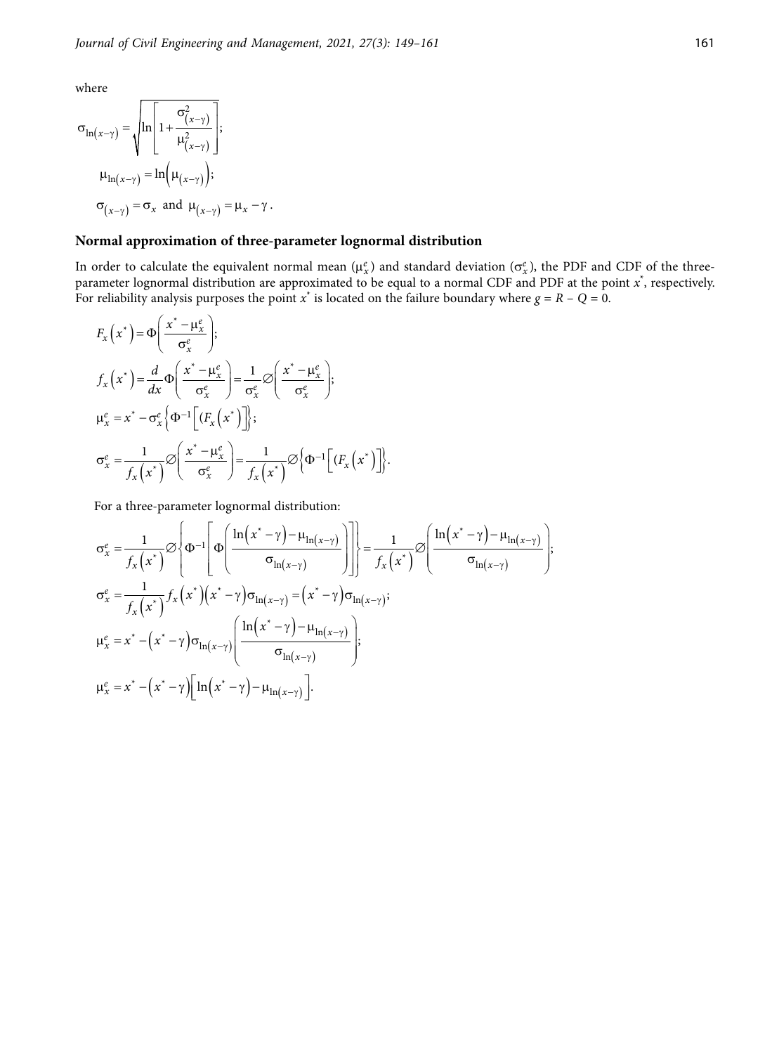where

$$\sigma_{\ln(x-\gamma)} = \sqrt{\ln\left[1 + \frac{\sigma^2_{(x-\gamma)}}{\mu^2_{(x-\gamma)}}\right]};$$

$$\mu_{\ln(x-\gamma)} = \ln\left(\mu_{(x-\gamma)}\right);$$

$$\sigma_{(x-\gamma)} = \sigma_x \text{ and } \mu_{(x-\gamma)} = \mu_x - \gamma .$$

## Normal approximation of three-parameter lognormal distribution

In order to calculate the equivalent normal mean ($\mu_x^e$) and standard deviation ($\sigma_x^e$), the PDF and CDF of the three-parameter lognormal distribution are approximated to be equal to a normal CDF and PDF at the point $x^*$, respectively. For reliability analysis purposes the point $x^*$ is located on the failure boundary where $g = R - Q = 0$.

$$F_x\left(x^*\right) = \Phi\left(\frac{x^* - \mu_x^e}{\sigma_x^e}\right);$$

$$f_x\left(x^*\right) = \frac{d}{dx}\Phi\left(\frac{x^* - \mu_x^e}{\sigma_x^e}\right) = \frac{1}{\sigma_x^e}\varnothing\left(\frac{x^* - \mu_x^e}{\sigma_x^e}\right);$$

$$\mu_x^e = x^* - \sigma_x^e\left\{\Phi^{-1}\left[\left(F_x\left(x^*\right)\right]\right\};$$

$$\sigma_x^e = \frac{1}{f_x\left(x^*\right)}\varnothing\left(\frac{x^* - \mu_x^e}{\sigma_x^e}\right) = \frac{1}{f_x\left(x^*\right)}\varnothing\left\{\Phi^{-1}\left[\left(F_x\left(x^*\right)\right]\right\}.$$

For a three-parameter lognormal distribution:

$$\sigma_x^e = \frac{1}{f_x\left(x^*\right)}\varnothing\left\{\Phi^{-1}\left[\Phi\left(\frac{\ln\left(x^* - \gamma\right) - \mu_{\ln(x-\gamma)}}{\sigma_{\ln(x-\gamma)}}\right)\right]\right\} = \frac{1}{f_x\left(x^*\right)}\varnothing\left(\frac{\ln\left(x^* - \gamma\right) - \mu_{\ln(x-\gamma)}}{\sigma_{\ln(x-\gamma)}}\right);$$

$$\sigma_x^e = \frac{1}{f_x\left(x^*\right)} f_x\left(x^*\right)\left(x^* - \gamma\right)\sigma_{\ln(x-\gamma)} = \left(x^* - \gamma\right)\sigma_{\ln(x-\gamma)};$$

$$\mu_x^e = x^* - \left(x^* - \gamma\right)\sigma_{\ln(x-\gamma)}\left(\frac{\ln\left(x^* - \gamma\right) - \mu_{\ln(x-\gamma)}}{\sigma_{\ln(x-\gamma)}}\right);$$

$$\mu_x^e = x^* - \left(x^* - \gamma\right)\left[\ln\left(x^* - \gamma\right) - \mu_{\ln(x-\gamma)}\right].$$